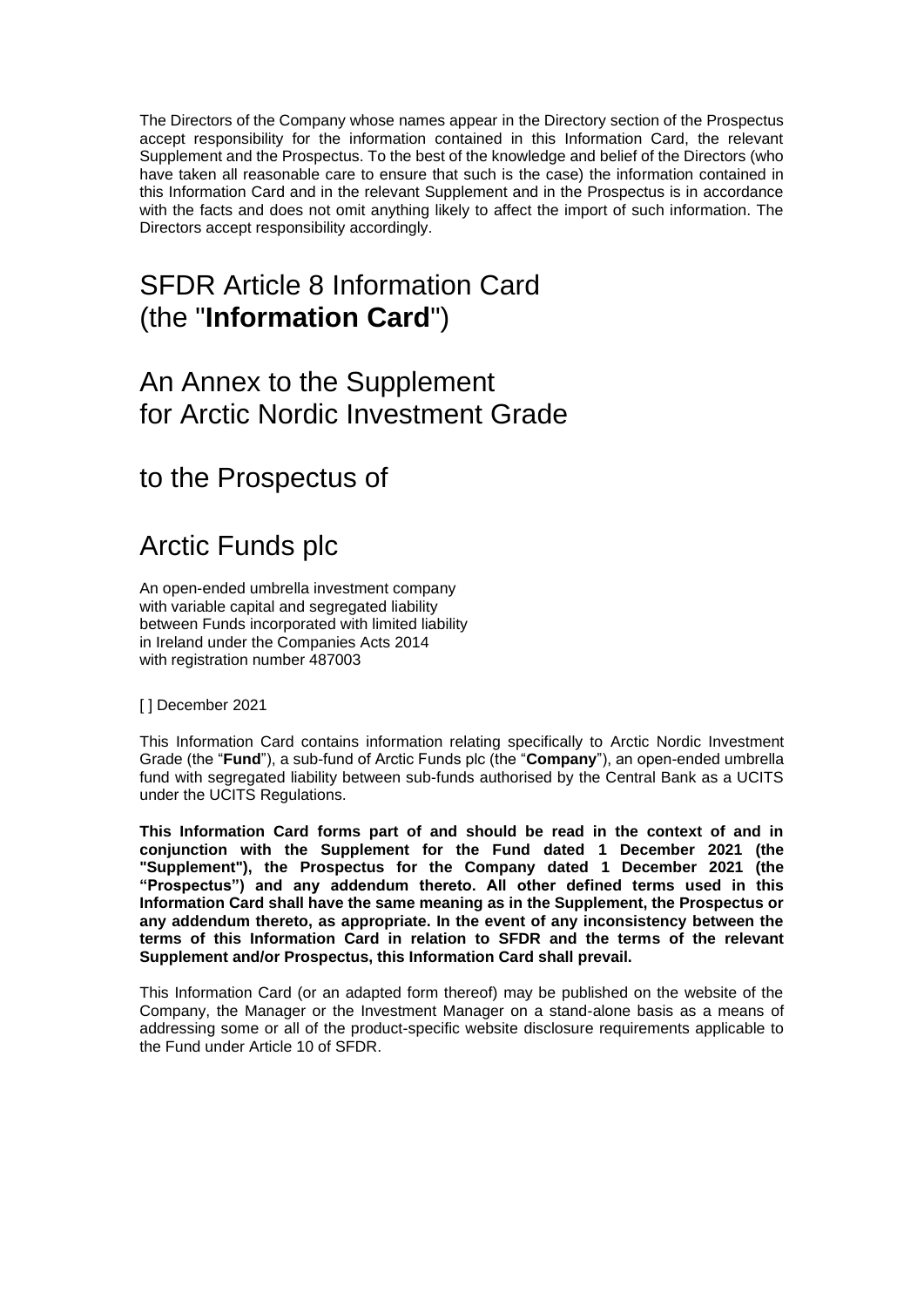The Directors of the Company whose names appear in the Directory section of the Prospectus accept responsibility for the information contained in this Information Card, the relevant Supplement and the Prospectus. To the best of the knowledge and belief of the Directors (who have taken all reasonable care to ensure that such is the case) the information contained in this Information Card and in the relevant Supplement and in the Prospectus is in accordance with the facts and does not omit anything likely to affect the import of such information. The Directors accept responsibility accordingly.

# SFDR Article 8 Information Card (the "**Information Card**")

## An Annex to the Supplement for Arctic Nordic Investment Grade

## to the Prospectus of

# Arctic Funds plc

An open-ended umbrella investment company
with variable capital and segregated liability
between Funds incorporated with limited liability
in Ireland under the Companies Acts 2014
with registration number 487003

[ ] December 2021

This Information Card contains information relating specifically to Arctic Nordic Investment Grade (the "**Fund**"), a sub-fund of Arctic Funds plc (the "**Company**"), an open-ended umbrella fund with segregated liability between sub-funds authorised by the Central Bank as a UCITS under the UCITS Regulations.

**This Information Card forms part of and should be read in the context of and in conjunction with the Supplement for the Fund dated 1 December 2021 (the "Supplement"), the Prospectus for the Company dated 1 December 2021 (the "Prospectus") and any addendum thereto. All other defined terms used in this Information Card shall have the same meaning as in the Supplement, the Prospectus or any addendum thereto, as appropriate. In the event of any inconsistency between the terms of this Information Card in relation to SFDR and the terms of the relevant Supplement and/or Prospectus, this Information Card shall prevail.**

This Information Card (or an adapted form thereof) may be published on the website of the Company, the Manager or the Investment Manager on a stand-alone basis as a means of addressing some or all of the product-specific website disclosure requirements applicable to the Fund under Article 10 of SFDR.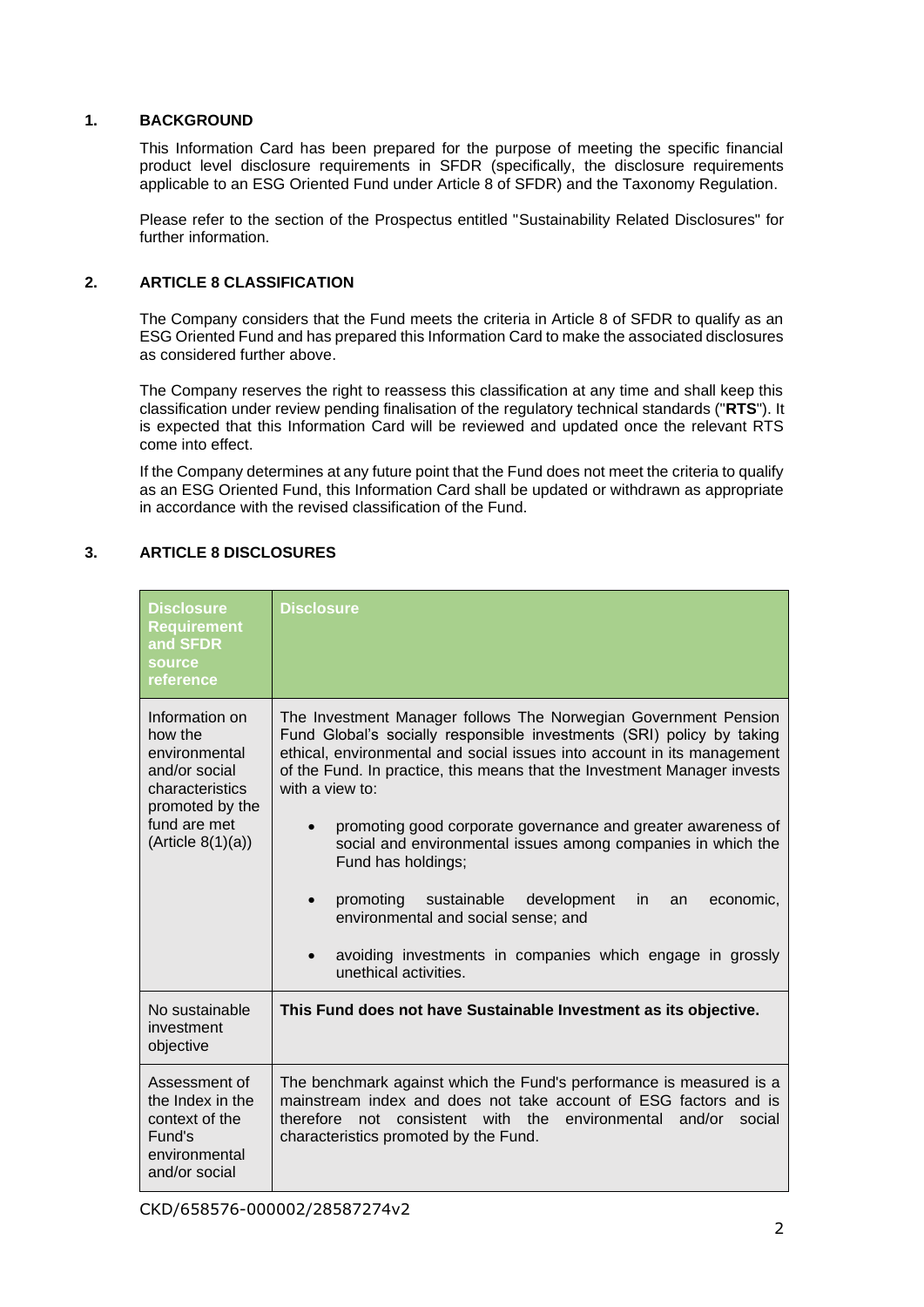## 1. BACKGROUND

This Information Card has been prepared for the purpose of meeting the specific financial product level disclosure requirements in SFDR (specifically, the disclosure requirements applicable to an ESG Oriented Fund under Article 8 of SFDR) and the Taxonomy Regulation.

Please refer to the section of the Prospectus entitled "Sustainability Related Disclosures" for further information.

## 2. ARTICLE 8 CLASSIFICATION

The Company considers that the Fund meets the criteria in Article 8 of SFDR to qualify as an ESG Oriented Fund and has prepared this Information Card to make the associated disclosures as considered further above.

The Company reserves the right to reassess this classification at any time and shall keep this classification under review pending finalisation of the regulatory technical standards ("**RTS**"). It is expected that this Information Card will be reviewed and updated once the relevant RTS come into effect.

If the Company determines at any future point that the Fund does not meet the criteria to qualify as an ESG Oriented Fund, this Information Card shall be updated or withdrawn as appropriate in accordance with the revised classification of the Fund.

## 3. ARTICLE 8 DISCLOSURES

| Disclosure Requirement and SFDR source reference | Disclosure |
|---|---|
| Information on how the environmental and/or social characteristics promoted by the fund are met (Article 8(1)(a)) | The Investment Manager follows The Norwegian Government Pension Fund Global's socially responsible investments (SRI) policy by taking ethical, environmental and social issues into account in its management of the Fund. In practice, this means that the Investment Manager invests with a view to:<br><br>• promoting good corporate governance and greater awareness of social and environmental issues among companies in which the Fund has holdings;<br><br>• promoting sustainable development in an economic, environmental and social sense; and<br><br>• avoiding investments in companies which engage in grossly unethical activities. |
| No sustainable investment objective | **This Fund does not have Sustainable Investment as its objective.** |
| Assessment of the Index in the context of the Fund's environmental and/or social | The benchmark against which the Fund's performance is measured is a mainstream index and does not take account of ESG factors and is therefore not consistent with the environmental and/or social characteristics promoted by the Fund. |

CKD/658576-000002/28587274v2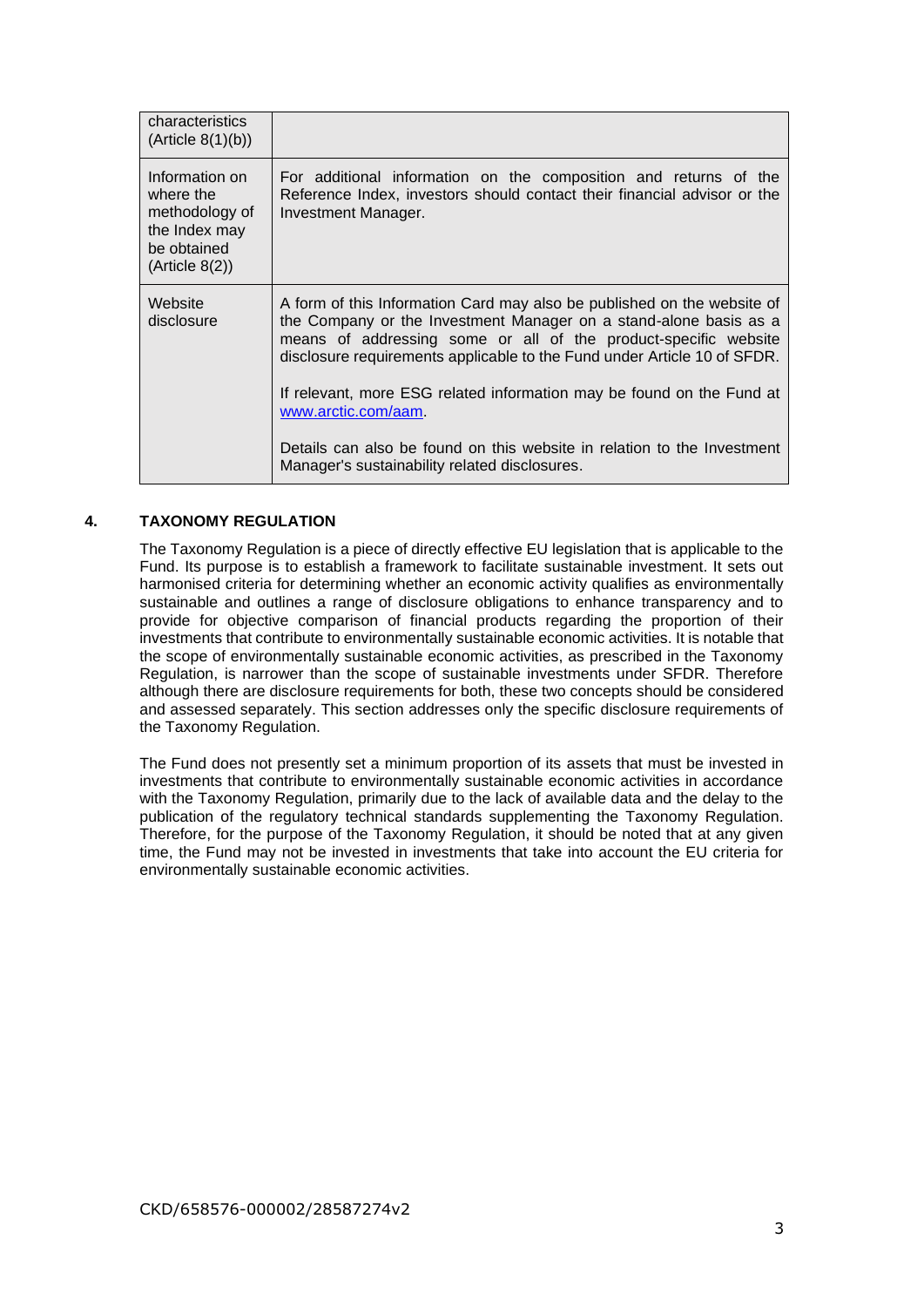| | |
|---|---|
| characteristics (Article 8(1)(b)) | |
| Information on where the methodology of the Index may be obtained (Article 8(2)) | For additional information on the composition and returns of the Reference Index, investors should contact their financial advisor or the Investment Manager. |
| Website disclosure | A form of this Information Card may also be published on the website of the Company or the Investment Manager on a stand-alone basis as a means of addressing some or all of the product-specific website disclosure requirements applicable to the Fund under Article 10 of SFDR.<br><br>If relevant, more ESG related information may be found on the Fund at www.arctic.com/aam.<br><br>Details can also be found on this website in relation to the Investment Manager's sustainability related disclosures. |

## 4. TAXONOMY REGULATION

The Taxonomy Regulation is a piece of directly effective EU legislation that is applicable to the Fund. Its purpose is to establish a framework to facilitate sustainable investment. It sets out harmonised criteria for determining whether an economic activity qualifies as environmentally sustainable and outlines a range of disclosure obligations to enhance transparency and to provide for objective comparison of financial products regarding the proportion of their investments that contribute to environmentally sustainable economic activities. It is notable that the scope of environmentally sustainable economic activities, as prescribed in the Taxonomy Regulation, is narrower than the scope of sustainable investments under SFDR. Therefore although there are disclosure requirements for both, these two concepts should be considered and assessed separately. This section addresses only the specific disclosure requirements of the Taxonomy Regulation.

The Fund does not presently set a minimum proportion of its assets that must be invested in investments that contribute to environmentally sustainable economic activities in accordance with the Taxonomy Regulation, primarily due to the lack of available data and the delay to the publication of the regulatory technical standards supplementing the Taxonomy Regulation. Therefore, for the purpose of the Taxonomy Regulation, it should be noted that at any given time, the Fund may not be invested in investments that take into account the EU criteria for environmentally sustainable economic activities.

CKD/658576-000002/28587274v2